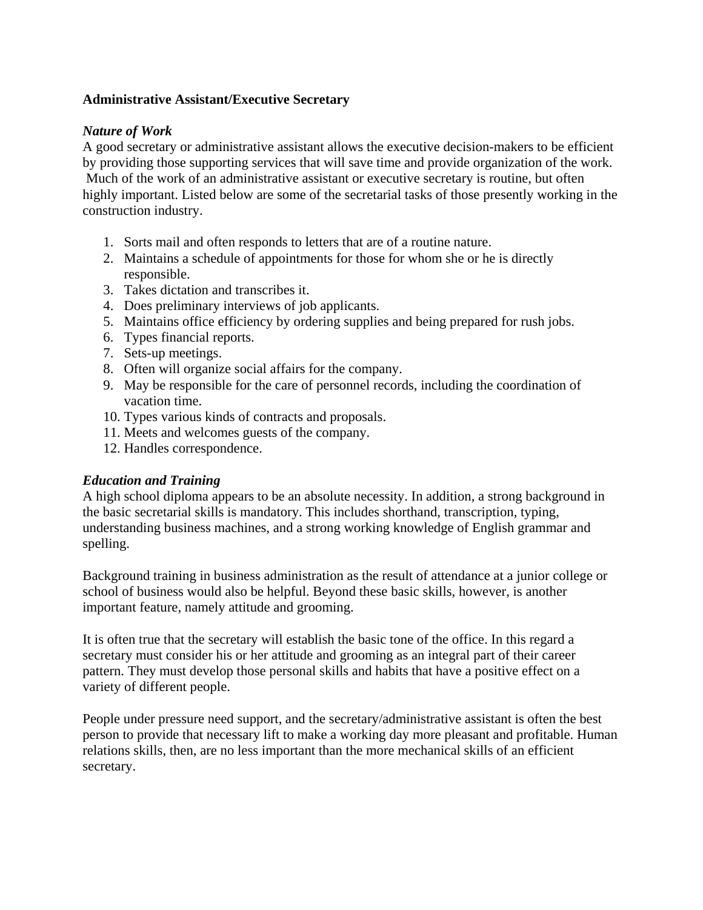**Administrative Assistant/Executive Secretary**

***Nature of Work***

A good secretary or administrative assistant allows the executive decision-makers to be efficient by providing those supporting services that will save time and provide organization of the work. Much of the work of an administrative assistant or executive secretary is routine, but often highly important. Listed below are some of the secretarial tasks of those presently working in the construction industry.

1. Sorts mail and often responds to letters that are of a routine nature.
2. Maintains a schedule of appointments for those for whom she or he is directly responsible.
3. Takes dictation and transcribes it.
4. Does preliminary interviews of job applicants.
5. Maintains office efficiency by ordering supplies and being prepared for rush jobs.
6. Types financial reports.
7. Sets-up meetings.
8. Often will organize social affairs for the company.
9. May be responsible for the care of personnel records, including the coordination of vacation time.
10. Types various kinds of contracts and proposals.
11. Meets and welcomes guests of the company.
12. Handles correspondence.

***Education and Training***

A high school diploma appears to be an absolute necessity. In addition, a strong background in the basic secretarial skills is mandatory. This includes shorthand, transcription, typing, understanding business machines, and a strong working knowledge of English grammar and spelling.

Background training in business administration as the result of attendance at a junior college or school of business would also be helpful. Beyond these basic skills, however, is another important feature, namely attitude and grooming.

It is often true that the secretary will establish the basic tone of the office. In this regard a secretary must consider his or her attitude and grooming as an integral part of their career pattern. They must develop those personal skills and habits that have a positive effect on a variety of different people.

People under pressure need support, and the secretary/administrative assistant is often the best person to provide that necessary lift to make a working day more pleasant and profitable. Human relations skills, then, are no less important than the more mechanical skills of an efficient secretary.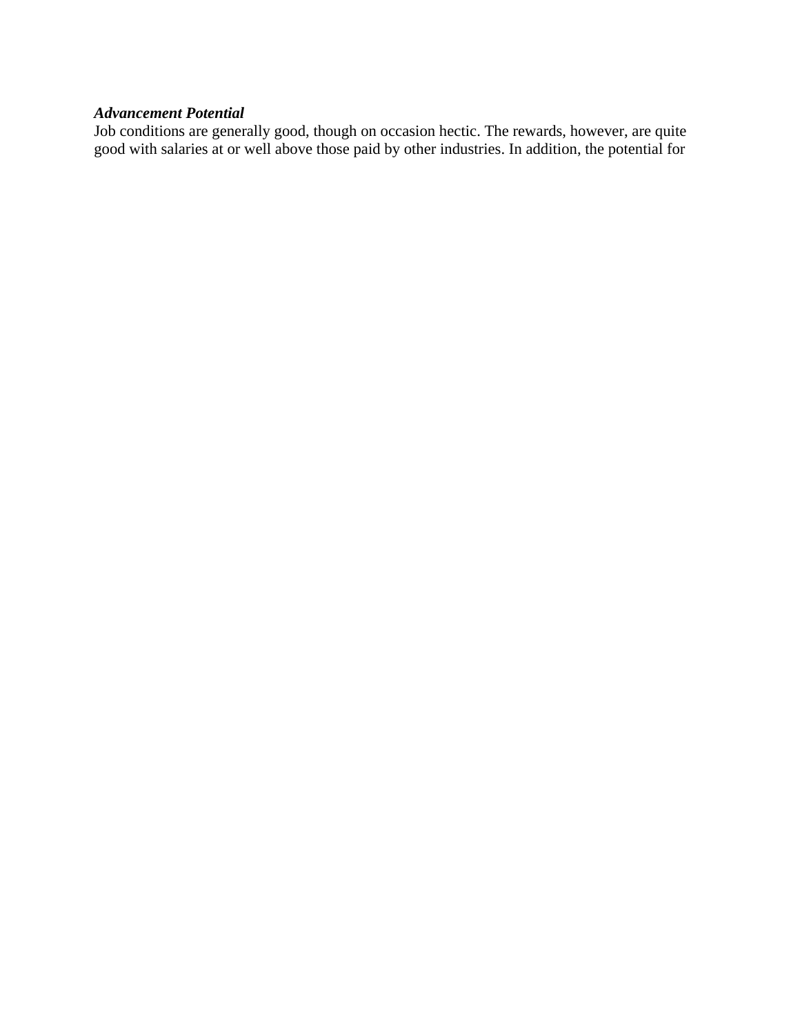***Advancement Potential***

Job conditions are generally good, though on occasion hectic. The rewards, however, are quite good with salaries at or well above those paid by other industries. In addition, the potential for